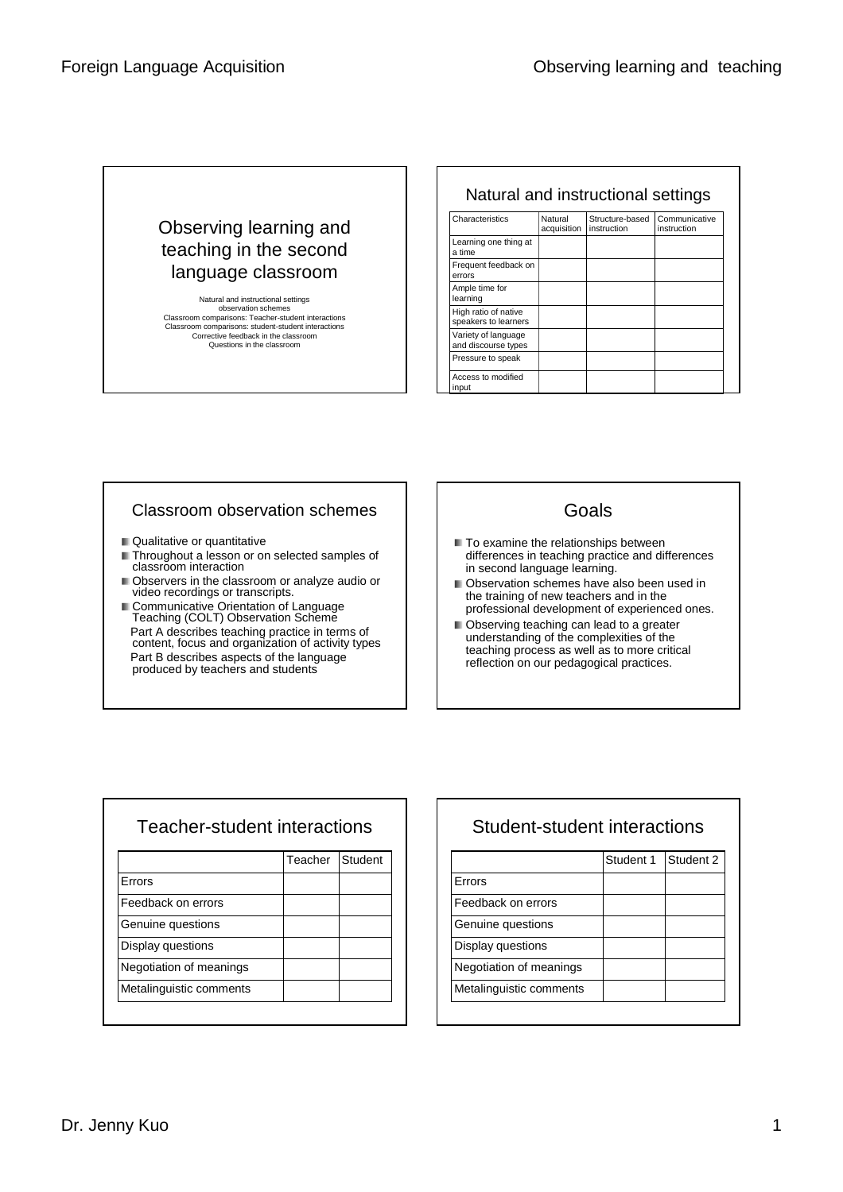## Observing learning and teaching in the second language classroom

Natural and instructional settings
observation schemes
Classroom comparisons: Teacher-student interactions
Classroom comparisons: student-student interactions
Corrective feedback in the classroom
Questions in the classroom

## Natural and instructional settings

| Characteristics | Natural acquisition | Structure-based instruction | Communicative instruction |
|---|---|---|---|
| Learning one thing at a time | | | |
| Frequent feedback on errors | | | |
| Ample time for learning | | | |
| High ratio of native speakers to learners | | | |
| Variety of language and discourse types | | | |
| Pressure to speak | | | |
| Access to modified input | | | |

## Classroom observation schemes

- Qualitative or quantitative
- Throughout a lesson or on selected samples of classroom interaction
- Observers in the classroom or analyze audio or video recordings or transcripts.
- Communicative Orientation of Language Teaching (COLT) Observation Scheme
  Part A describes teaching practice in terms of content, focus and organization of activity types
  Part B describes aspects of the language produced by teachers and students

## Goals

- To examine the relationships between differences in teaching practice and differences in second language learning.
- Observation schemes have also been used in the training of new teachers and in the professional development of experienced ones.
- Observing teaching can lead to a greater understanding of the complexities of the teaching process as well as to more critical reflection on our pedagogical practices.

## Teacher-student interactions

| | Teacher | Student |
|---|---|---|
| Errors | | |
| Feedback on errors | | |
| Genuine questions | | |
| Display questions | | |
| Negotiation of meanings | | |
| Metalinguistic comments | | |

## Student-student interactions

| | Student 1 | Student 2 |
|---|---|---|
| Errors | | |
| Feedback on errors | | |
| Genuine questions | | |
| Display questions | | |
| Negotiation of meanings | | |
| Metalinguistic comments | | |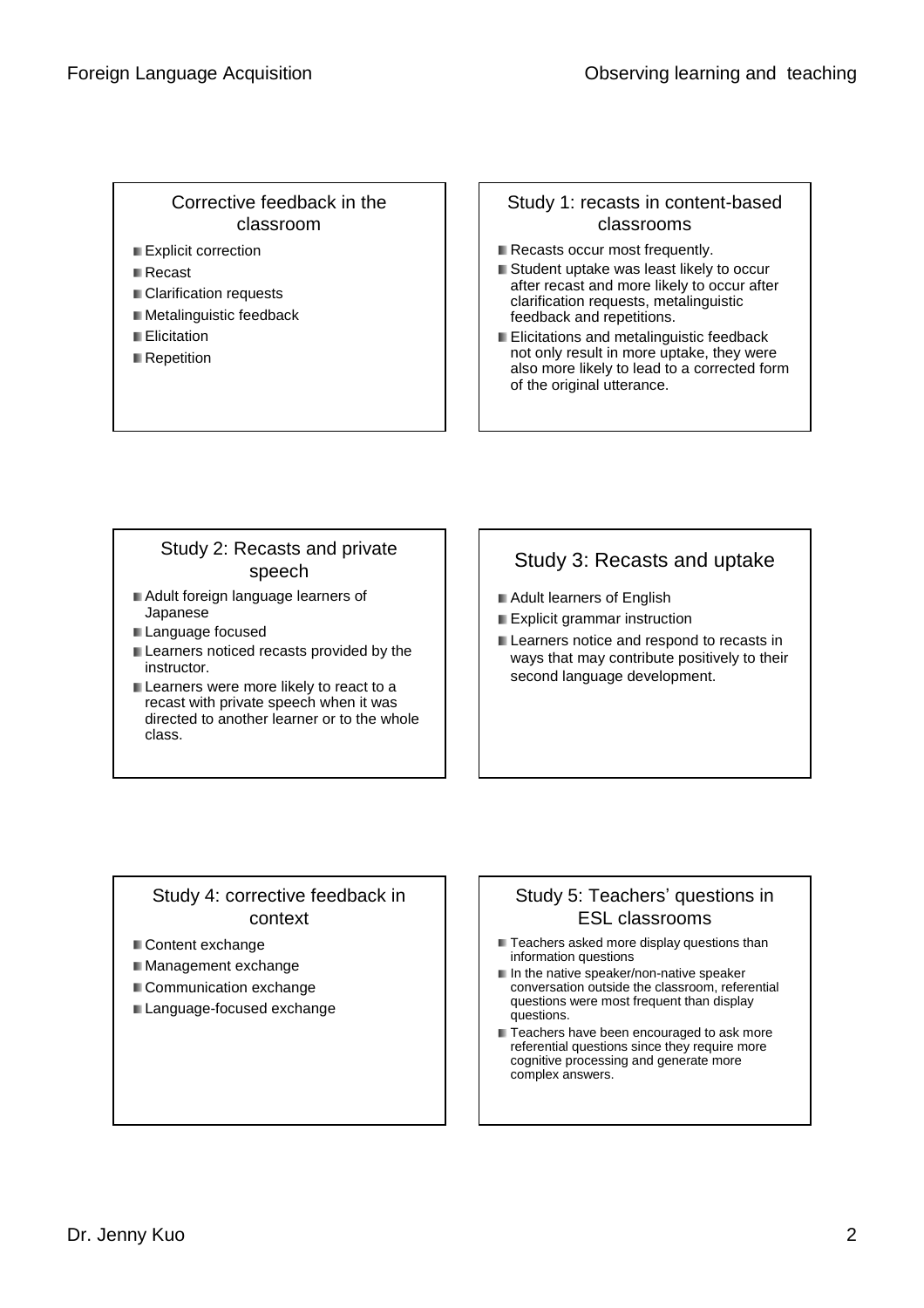## Corrective feedback in the classroom

- Explicit correction
- Recast
- Clarification requests
- Metalinguistic feedback
- Elicitation
- Repetition

## Study 1: recasts in content-based classrooms

- Recasts occur most frequently.
- Student uptake was least likely to occur after recast and more likely to occur after clarification requests, metalinguistic feedback and repetitions.
- Elicitations and metalinguistic feedback not only result in more uptake, they were also more likely to lead to a corrected form of the original utterance.

## Study 2: Recasts and private speech

- Adult foreign language learners of Japanese
- Language focused
- Learners noticed recasts provided by the instructor.
- Learners were more likely to react to a recast with private speech when it was directed to another learner or to the whole class.

## Study 3: Recasts and uptake

- Adult learners of English
- Explicit grammar instruction
- Learners notice and respond to recasts in ways that may contribute positively to their second language development.

## Study 4: corrective feedback in context

- Content exchange
- Management exchange
- Communication exchange
- Language-focused exchange

## Study 5: Teachers' questions in ESL classrooms

- Teachers asked more display questions than information questions
- In the native speaker/non-native speaker conversation outside the classroom, referential questions were most frequent than display questions.
- Teachers have been encouraged to ask more referential questions since they require more cognitive processing and generate more complex answers.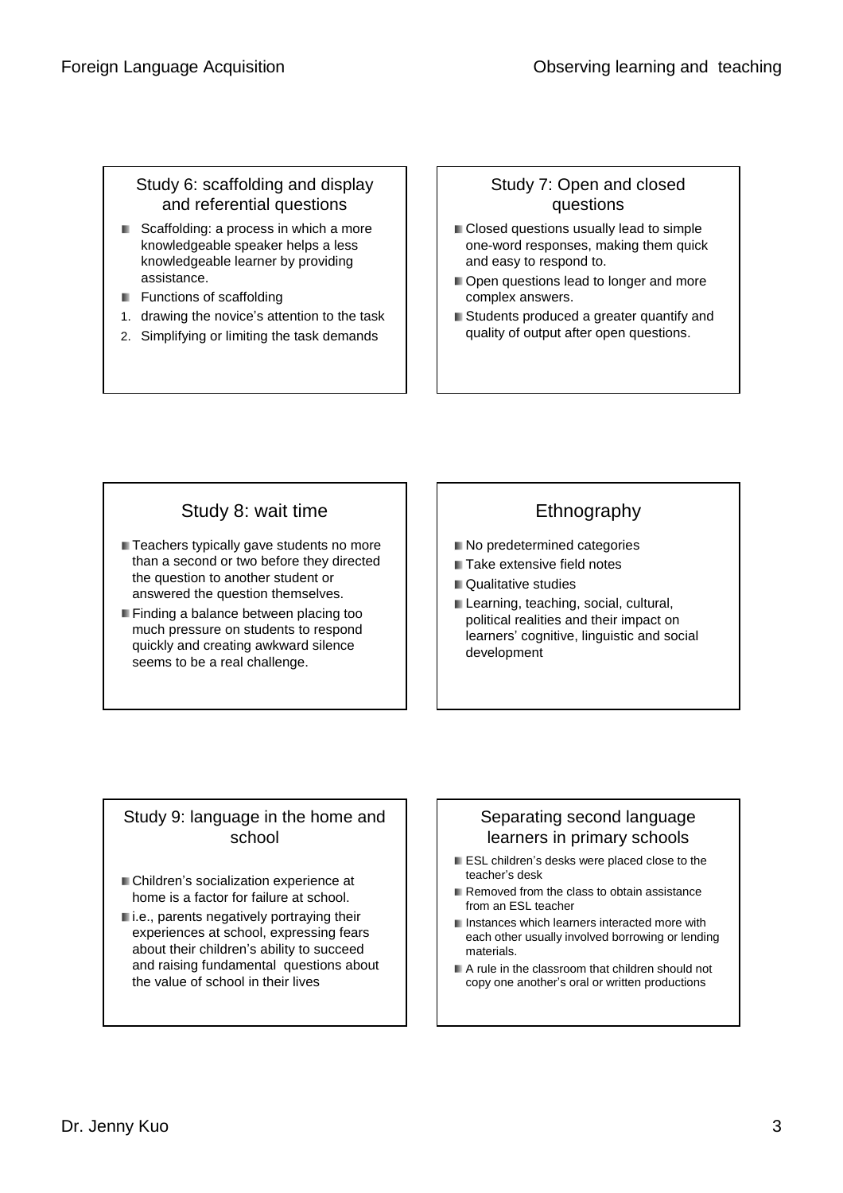## Study 6: scaffolding and display and referential questions

- Scaffolding: a process in which a more knowledgeable speaker helps a less knowledgeable learner by providing assistance.
- Functions of scaffolding

1. drawing the novice's attention to the task
2. Simplifying or limiting the task demands

## Study 7: Open and closed questions

- Closed questions usually lead to simple one-word responses, making them quick and easy to respond to.
- Open questions lead to longer and more complex answers.
- Students produced a greater quantify and quality of output after open questions.

## Study 8: wait time

- Teachers typically gave students no more than a second or two before they directed the question to another student or answered the question themselves.
- Finding a balance between placing too much pressure on students to respond quickly and creating awkward silence seems to be a real challenge.

## Ethnography

- No predetermined categories
- Take extensive field notes
- Qualitative studies
- Learning, teaching, social, cultural, political realities and their impact on learners' cognitive, linguistic and social development

## Study 9: language in the home and school

- Children's socialization experience at home is a factor for failure at school.
- i.e., parents negatively portraying their experiences at school, expressing fears about their children's ability to succeed and raising fundamental questions about the value of school in their lives

## Separating second language learners in primary schools

- ESL children's desks were placed close to the teacher's desk
- Removed from the class to obtain assistance from an ESL teacher
- Instances which learners interacted more with each other usually involved borrowing or lending materials.
- A rule in the classroom that children should not copy one another's oral or written productions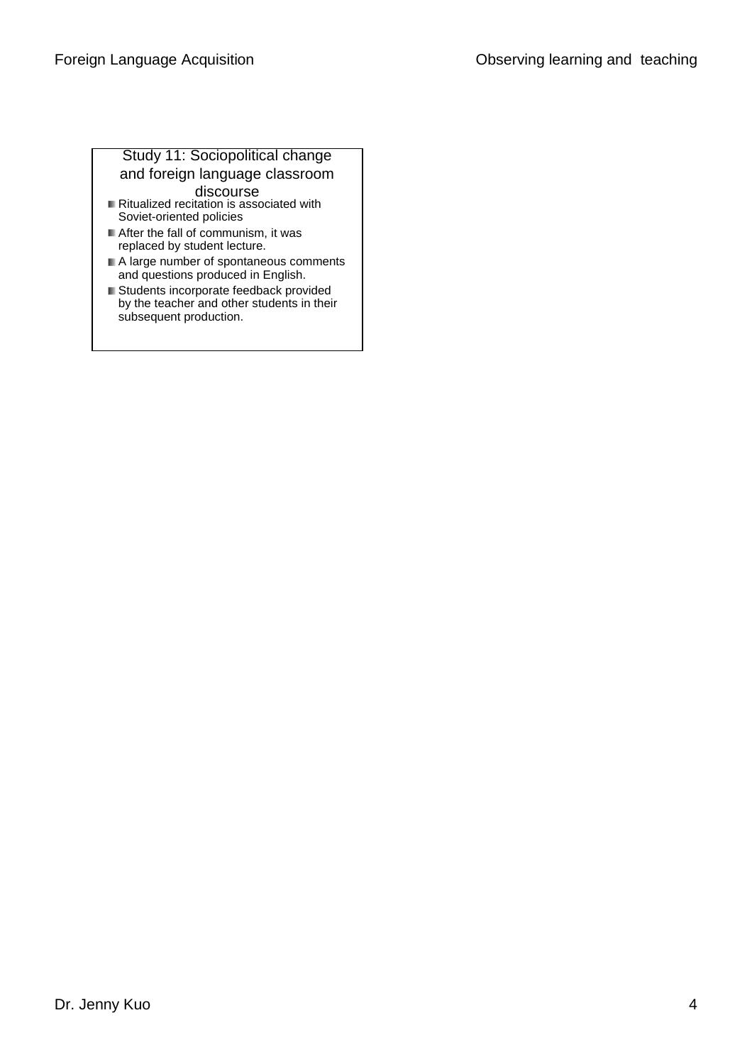## Study 11: Sociopolitical change and foreign language classroom discourse

- Ritualized recitation is associated with Soviet-oriented policies
- After the fall of communism, it was replaced by student lecture.
- A large number of spontaneous comments and questions produced in English.
- Students incorporate feedback provided by the teacher and other students in their subsequent production.